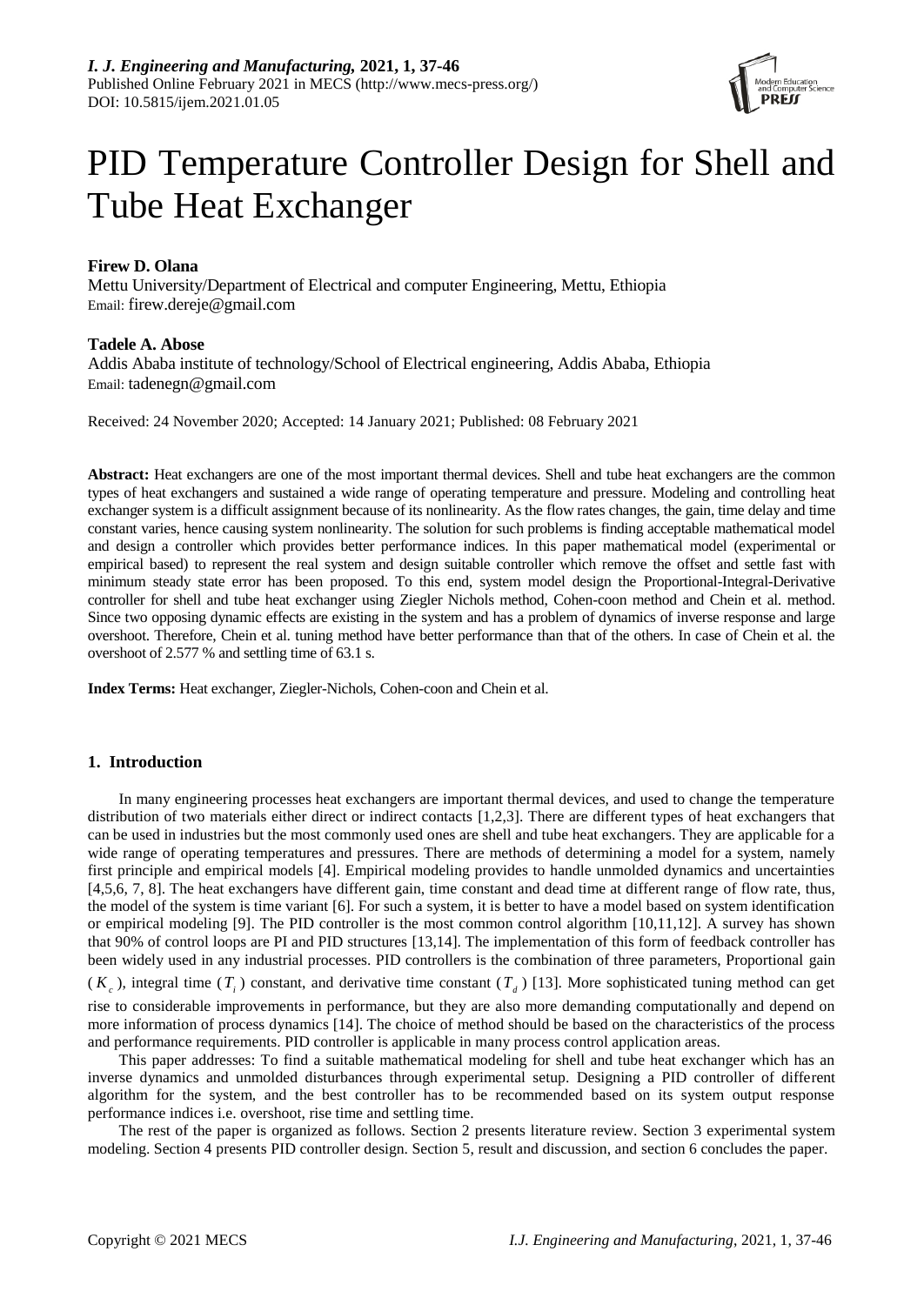# PID Temperature Controller Design for Shell and Tube Heat Exchanger

**Firew D. Olana**

Mettu University/Department of Electrical and computer Engineering, Mettu, Ethiopia

Email: firew.dereje@gmail.com

**Tadele A. Abose**

Addis Ababa institute of technology/School of Electrical engineering, Addis Ababa, Ethiopia

Email: tadenegn@gmail.com

Received: 24 November 2020; Accepted: 14 January 2021; Published: 08 February 2021

**Abstract:** Heat exchangers are one of the most important thermal devices. Shell and tube heat exchangers are the common types of heat exchangers and sustained a wide range of operating temperature and pressure. Modeling and controlling heat exchanger system is a difficult assignment because of its nonlinearity. As the flow rates changes, the gain, time delay and time constant varies, hence causing system nonlinearity. The solution for such problems is finding acceptable mathematical model and design a controller which provides better performance indices. In this paper mathematical model (experimental or empirical based) to represent the real system and design suitable controller which remove the offset and settle fast with minimum steady state error has been proposed. To this end, system model design the Proportional-Integral-Derivative controller for shell and tube heat exchanger using Ziegler Nichols method, Cohen-coon method and Chein et al. method. Since two opposing dynamic effects are existing in the system and has a problem of dynamics of inverse response and large overshoot. Therefore, Chein et al. tuning method have better performance than that of the others. In case of Chein et al. the overshoot of 2.577 % and settling time of 63.1 s.

**Index Terms:** Heat exchanger, Ziegler-Nichols, Cohen-coon and Chein et al.

## 1. Introduction

In many engineering processes heat exchangers are important thermal devices, and used to change the temperature distribution of two materials either direct or indirect contacts [1,2,3]. There are different types of heat exchangers that can be used in industries but the most commonly used ones are shell and tube heat exchangers. They are applicable for a wide range of operating temperatures and pressures. There are methods of determining a model for a system, namely first principle and empirical models [4]. Empirical modeling provides to handle unmolded dynamics and uncertainties [4,5,6, 7, 8]. The heat exchangers have different gain, time constant and dead time at different range of flow rate, thus, the model of the system is time variant [6]. For such a system, it is better to have a model based on system identification or empirical modeling [9]. The PID controller is the most common control algorithm [10,11,12]. A survey has shown that 90% of control loops are PI and PID structures [13,14]. The implementation of this form of feedback controller has been widely used in any industrial processes. PID controllers is the combination of three parameters, Proportional gain ($K_c$), integral time ($T_i$) constant, and derivative time constant ($T_d$) [13]. More sophisticated tuning method can get rise to considerable improvements in performance, but they are also more demanding computationally and depend on more information of process dynamics [14]. The choice of method should be based on the characteristics of the process and performance requirements. PID controller is applicable in many process control application areas.

This paper addresses: To find a suitable mathematical modeling for shell and tube heat exchanger which has an inverse dynamics and unmolded disturbances through experimental setup. Designing a PID controller of different algorithm for the system, and the best controller has to be recommended based on its system output response performance indices i.e. overshoot, rise time and settling time.

The rest of the paper is organized as follows. Section 2 presents literature review. Section 3 experimental system modeling. Section 4 presents PID controller design. Section 5, result and discussion, and section 6 concludes the paper.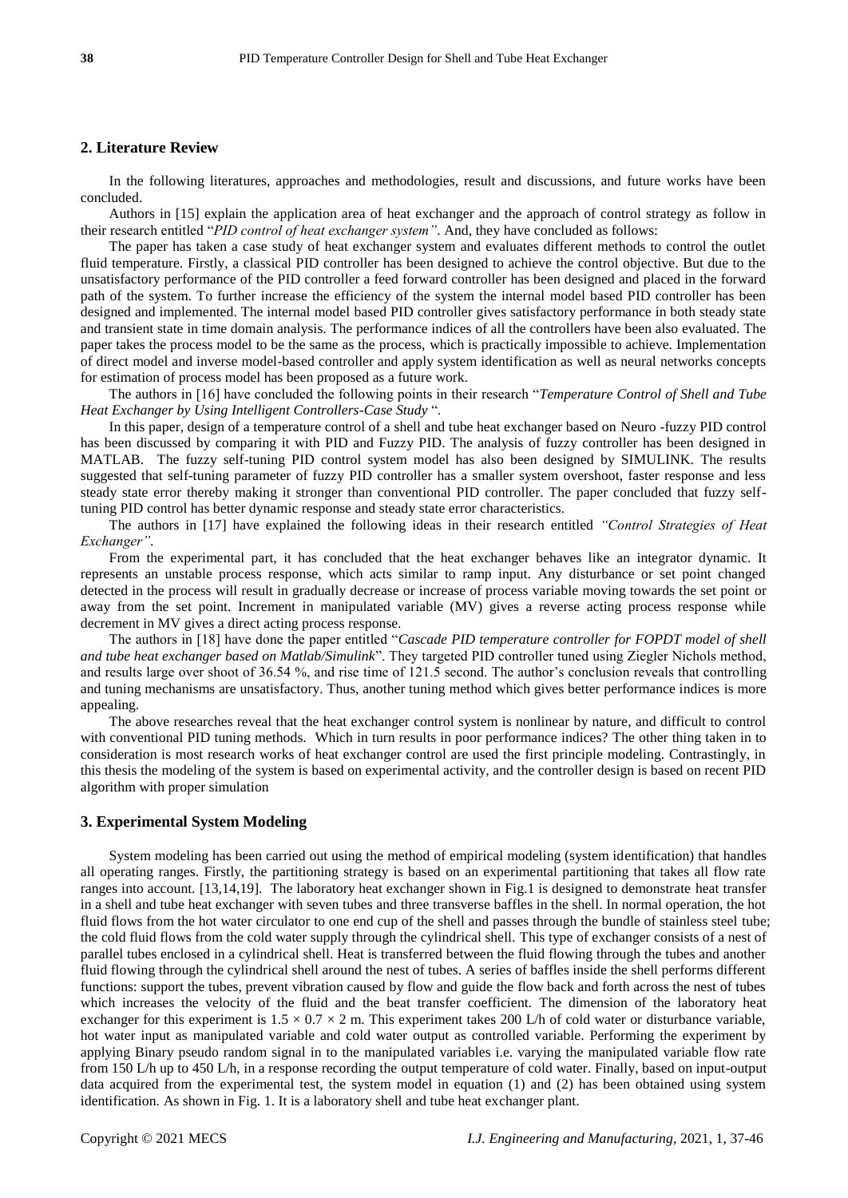## 2. Literature Review

In the following literatures, approaches and methodologies, result and discussions, and future works have been concluded.

Authors in [15] explain the application area of heat exchanger and the approach of control strategy as follow in their research entitled "*PID control of heat exchanger system*". And, they have concluded as follows:

The paper has taken a case study of heat exchanger system and evaluates different methods to control the outlet fluid temperature. Firstly, a classical PID controller has been designed to achieve the control objective. But due to the unsatisfactory performance of the PID controller a feed forward controller has been designed and placed in the forward path of the system. To further increase the efficiency of the system the internal model based PID controller has been designed and implemented. The internal model based PID controller gives satisfactory performance in both steady state and transient state in time domain analysis. The performance indices of all the controllers have been also evaluated. The paper takes the process model to be the same as the process, which is practically impossible to achieve. Implementation of direct model and inverse model-based controller and apply system identification as well as neural networks concepts for estimation of process model has been proposed as a future work.

The authors in [16] have concluded the following points in their research "*Temperature Control of Shell and Tube Heat Exchanger by Using Intelligent Controllers-Case Study* ".

In this paper, design of a temperature control of a shell and tube heat exchanger based on Neuro -fuzzy PID control has been discussed by comparing it with PID and Fuzzy PID. The analysis of fuzzy controller has been designed in MATLAB. The fuzzy self-tuning PID control system model has also been designed by SIMULINK. The results suggested that self-tuning parameter of fuzzy PID controller has a smaller system overshoot, faster response and less steady state error thereby making it stronger than conventional PID controller. The paper concluded that fuzzy self-tuning PID control has better dynamic response and steady state error characteristics.

The authors in [17] have explained the following ideas in their research entitled *"Control Strategies of Heat Exchanger"*.

From the experimental part, it has concluded that the heat exchanger behaves like an integrator dynamic. It represents an unstable process response, which acts similar to ramp input. Any disturbance or set point changed detected in the process will result in gradually decrease or increase of process variable moving towards the set point or away from the set point. Increment in manipulated variable (MV) gives a reverse acting process response while decrement in MV gives a direct acting process response.

The authors in [18] have done the paper entitled "*Cascade PID temperature controller for FOPDT model of shell and tube heat exchanger based on Matlab/Simulink*". They targeted PID controller tuned using Ziegler Nichols method, and results large over shoot of 36.54 %, and rise time of 121.5 second. The author's conclusion reveals that controlling and tuning mechanisms are unsatisfactory. Thus, another tuning method which gives better performance indices is more appealing.

The above researches reveal that the heat exchanger control system is nonlinear by nature, and difficult to control with conventional PID tuning methods. Which in turn results in poor performance indices? The other thing taken in to consideration is most research works of heat exchanger control are used the first principle modeling. Contrastingly, in this thesis the modeling of the system is based on experimental activity, and the controller design is based on recent PID algorithm with proper simulation

## 3. Experimental System Modeling

System modeling has been carried out using the method of empirical modeling (system identification) that handles all operating ranges. Firstly, the partitioning strategy is based on an experimental partitioning that takes all flow rate ranges into account. [13,14,19]. The laboratory heat exchanger shown in Fig.1 is designed to demonstrate heat transfer in a shell and tube heat exchanger with seven tubes and three transverse baffles in the shell. In normal operation, the hot fluid flows from the hot water circulator to one end cup of the shell and passes through the bundle of stainless steel tube; the cold fluid flows from the cold water supply through the cylindrical shell. This type of exchanger consists of a nest of parallel tubes enclosed in a cylindrical shell. Heat is transferred between the fluid flowing through the tubes and another fluid flowing through the cylindrical shell around the nest of tubes. A series of baffles inside the shell performs different functions: support the tubes, prevent vibration caused by flow and guide the flow back and forth across the nest of tubes which increases the velocity of the fluid and the beat transfer coefficient. The dimension of the laboratory heat exchanger for this experiment is $1.5 \times 0.7 \times 2$ m. This experiment takes 200 L/h of cold water or disturbance variable, hot water input as manipulated variable and cold water output as controlled variable. Performing the experiment by applying Binary pseudo random signal in to the manipulated variables i.e. varying the manipulated variable flow rate from 150 L/h up to 450 L/h, in a response recording the output temperature of cold water. Finally, based on input-output data acquired from the experimental test, the system model in equation (1) and (2) has been obtained using system identification. As shown in Fig. 1. It is a laboratory shell and tube heat exchanger plant.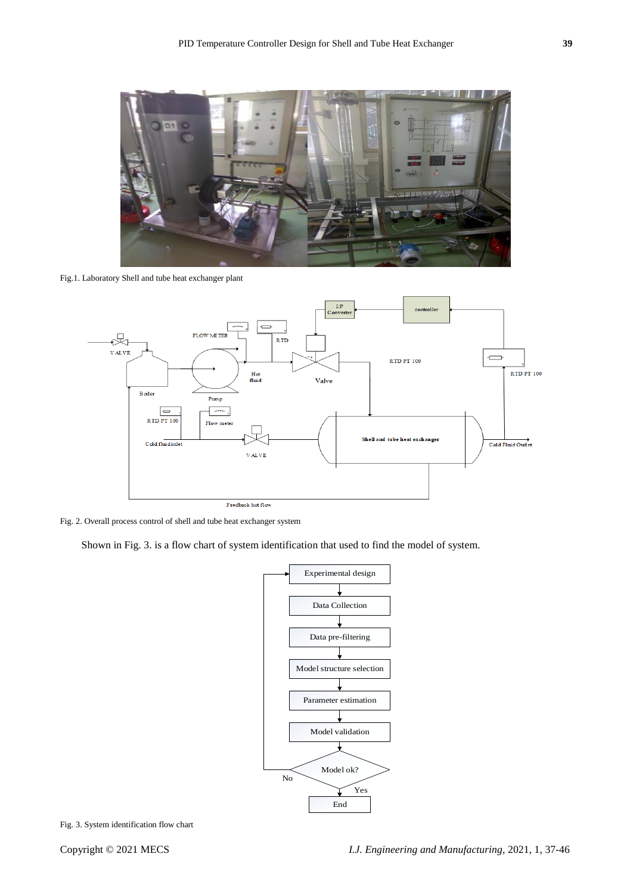Fig.1. Laboratory Shell and tube heat exchanger plant

Fig. 2. Overall process control of shell and tube heat exchanger system

Shown in Fig. 3. is a flow chart of system identification that used to find the model of system.

Fig. 3. System identification flow chart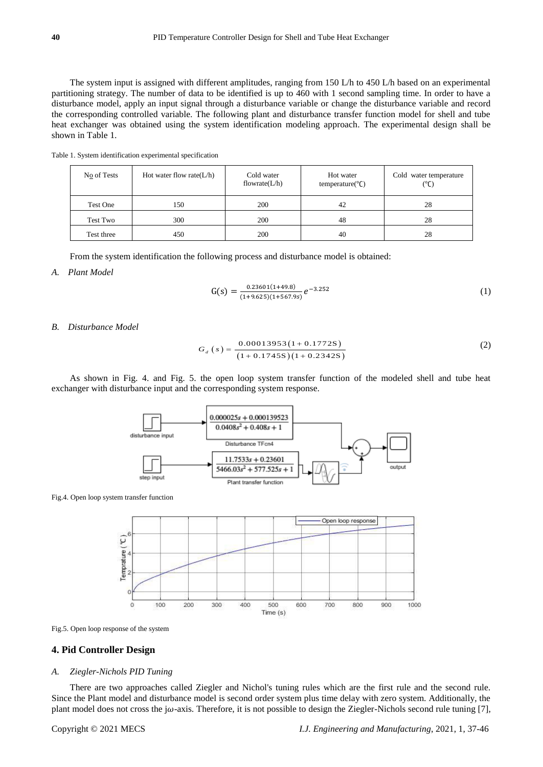The system input is assigned with different amplitudes, ranging from 150 L/h to 450 L/h based on an experimental partitioning strategy. The number of data to be identified is up to 460 with 1 second sampling time. In order to have a disturbance model, apply an input signal through a disturbance variable or change the disturbance variable and record the corresponding controlled variable. The following plant and disturbance transfer function model for shell and tube heat exchanger was obtained using the system identification modeling approach. The experimental design shall be shown in Table 1.

Table 1. System identification experimental specification

| No of Tests | Hot water flow rate(L/h) | Cold water flowrate(L/h) | Hot water temperature(℃) | Cold water temperature (℃) |
|---|---|---|---|---|
| Test One | 150 | 200 | 42 | 28 |
| Test Two | 300 | 200 | 48 | 28 |
| Test three | 450 | 200 | 40 | 28 |

From the system identification the following process and disturbance model is obtained:

*A. Plant Model*

$$G(s) = \frac{0.23601(1+49.8)}{(1+9.625)(1+567.9s)}e^{-3.252} \tag{1}$$

*B. Disturbance Model*

$$G_d(s) = \frac{0.00013953(1+0.1772S)}{(1+0.1745S)(1+0.2342S)} \tag{2}$$

As shown in Fig. 4. and Fig. 5. the open loop system transfer function of the modeled shell and tube heat exchanger with disturbance input and the corresponding system response.

Fig.4. Open loop system transfer function

Fig.5. Open loop response of the system

## 4. Pid Controller Design

*A. Ziegler-Nichols PID Tuning*

There are two approaches called Ziegler and Nichol's tuning rules which are the first rule and the second rule. Since the Plant model and disturbance model is second order system plus time delay with zero system. Additionally, the plant model does not cross the j$\omega$-axis. Therefore, it is not possible to design the Ziegler-Nichols second rule tuning [7],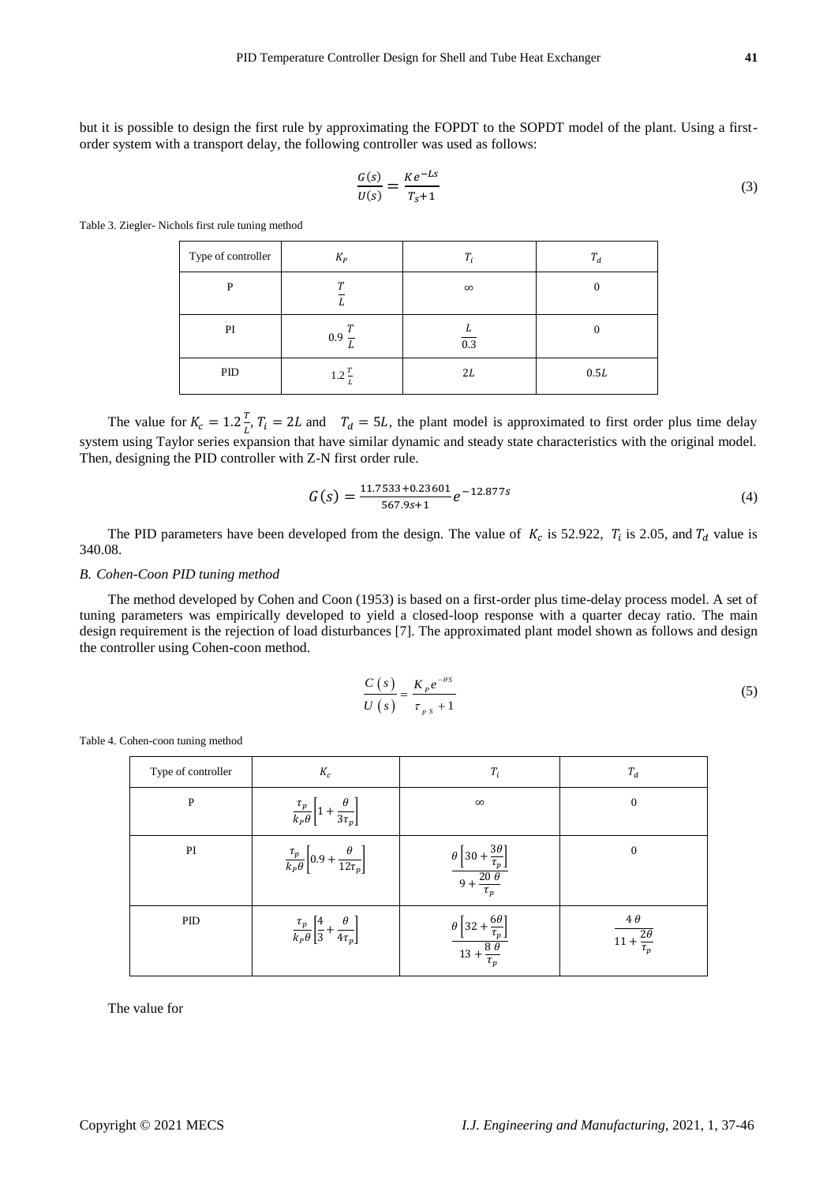but it is possible to design the first rule by approximating the FOPDT to the SOPDT model of the plant. Using a first-order system with a transport delay, the following controller was used as follows:

$$\frac{G(s)}{U(s)} = \frac{Ke^{-Ls}}{T_s+1} \tag{3}$$

Table 3. Ziegler- Nichols first rule tuning method

| Type of controller | $K_P$ | $T_i$ | $T_d$ |
|---|---|---|---|
| P | $\frac{T}{L}$ | $\infty$ | 0 |
| PI | $0.9\ \frac{T}{L}$ | $\frac{L}{0.3}$ | 0 |
| PID | $1.2\frac{T}{L}$ | $2L$ | $0.5L$ |

The value for $K_c = 1.2\frac{T}{L}$, $T_i = 2L$ and $T_d = 5L$, the plant model is approximated to first order plus time delay system using Taylor series expansion that have similar dynamic and steady state characteristics with the original model. Then, designing the PID controller with Z-N first order rule.

$$G(s) = \frac{11.7533+0.23601}{567.9s+1}e^{-12.877s} \tag{4}$$

The PID parameters have been developed from the design. The value of $K_c$ is 52.922, $T_i$ is 2.05, and $T_d$ value is 340.08.

### *B. Cohen-Coon PID tuning method*

The method developed by Cohen and Coon (1953) is based on a first-order plus time-delay process model. A set of tuning parameters was empirically developed to yield a closed-loop response with a quarter decay ratio. The main design requirement is the rejection of load disturbances [7]. The approximated plant model shown as follows and design the controller using Cohen-coon method.

$$\frac{C(s)}{U(s)} = \frac{K_p e^{-\theta s}}{\tau_{p\,s}+1} \tag{5}$$

Table 4. Cohen-coon tuning method

| Type of controller | $K_c$ | $T_i$ | $T_d$ |
|---|---|---|---|
| P | $\frac{\tau_p}{k_p\theta}\left[1+\frac{\theta}{3\tau_p}\right]$ | $\infty$ | 0 |
| PI | $\frac{\tau_p}{k_p\theta}\left[0.9+\frac{\theta}{12\tau_p}\right]$ | $\frac{\theta\left[30+\frac{3\theta}{\tau_p}\right]}{9+\frac{20\,\theta}{\tau_p}}$ | 0 |
| PID | $\frac{\tau_p}{k_p\theta}\left[\frac{4}{3}+\frac{\theta}{4\tau_p}\right]$ | $\frac{\theta\left[32+\frac{6\theta}{\tau_p}\right]}{13+\frac{8\,\theta}{\tau_p}}$ | $\frac{4\,\theta}{11+\frac{2\theta}{\tau_p}}$ |

The value for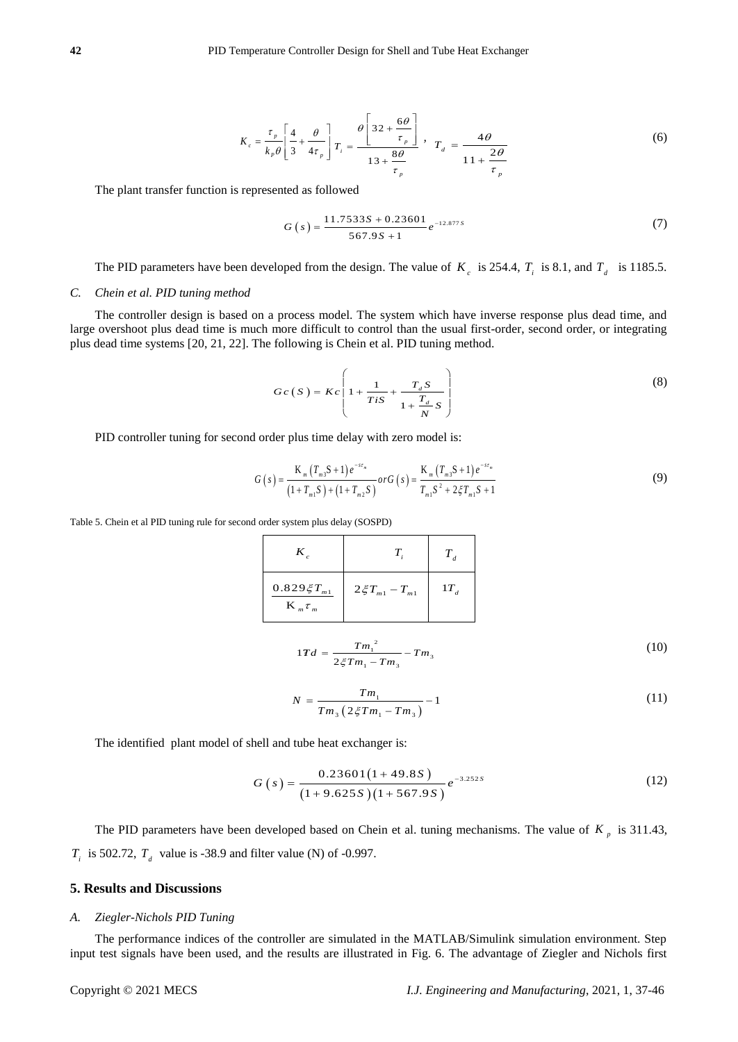$$K_c = \frac{\tau_p}{k_p\theta}\left[\frac{4}{3} + \frac{\theta}{4\tau_p}\right] T_i = \frac{\theta\left[32 + \frac{6\theta}{\tau_p}\right]}{13 + \frac{8\theta}{\tau_p}}, \quad T_d = \frac{4\theta}{11 + \frac{2\theta}{\tau_p}} \tag{6}$$

The plant transfer function is represented as followed

$$G(s) = \frac{11.7533S + 0.23601}{567.9S + 1} e^{-12.877S} \tag{7}$$

The PID parameters have been developed from the design. The value of $K_c$ is 254.4, $T_i$ is 8.1, and $T_d$ is 1185.5.

### *C. Chein et al. PID tuning method*

The controller design is based on a process model. The system which have inverse response plus dead time, and large overshoot plus dead time is much more difficult to control than the usual first-order, second order, or integrating plus dead time systems [20, 21, 22]. The following is Chein et al. PID tuning method.

$$Gc(S) = Kc\left(1 + \frac{1}{TiS} + \frac{T_d S}{1 + \frac{T_d}{N} S}\right) \tag{8}$$

PID controller tuning for second order plus time delay with zero model is:

$$G(s) = \frac{K_m(T_{m3}S + 1)e^{-s\tau_m}}{(1 + T_{m1}S) + (1 + T_{m2}S)} or G(s) = \frac{K_m(T_{m3}S + 1)e^{-s\tau_m}}{T_{m1}S^2 + 2\xi T_{m1}S + 1} \tag{9}$$

Table 5. Chein et al PID tuning rule for second order system plus delay (SOSPD)

| $K_c$ | $T_i$ | $T_d$ |
|---|---|---|
| $\frac{0.829\xi T_{m1}}{K_m \tau_m}$ | $2\xi T_{m1} - T_{m1}$ | $1T_d$ |

$$1Td = \frac{Tm_1^2}{2\xi Tm_1 - Tm_3} - Tm_3 \tag{10}$$

$$N = \frac{Tm_1}{Tm_3(2\xi Tm_1 - Tm_3)} - 1 \tag{11}$$

The identified plant model of shell and tube heat exchanger is:

$$G(s) = \frac{0.23601(1 + 49.8S)}{(1 + 9.625S)(1 + 567.9S)} e^{-3.252S} \tag{12}$$

The PID parameters have been developed based on Chein et al. tuning mechanisms. The value of $K_p$ is 311.43, $T_i$ is 502.72, $T_d$ value is -38.9 and filter value (N) of -0.997.

## 5. Results and Discussions

### *A. Ziegler-Nichols PID Tuning*

The performance indices of the controller are simulated in the MATLAB/Simulink simulation environment. Step input test signals have been used, and the results are illustrated in Fig. 6. The advantage of Ziegler and Nichols first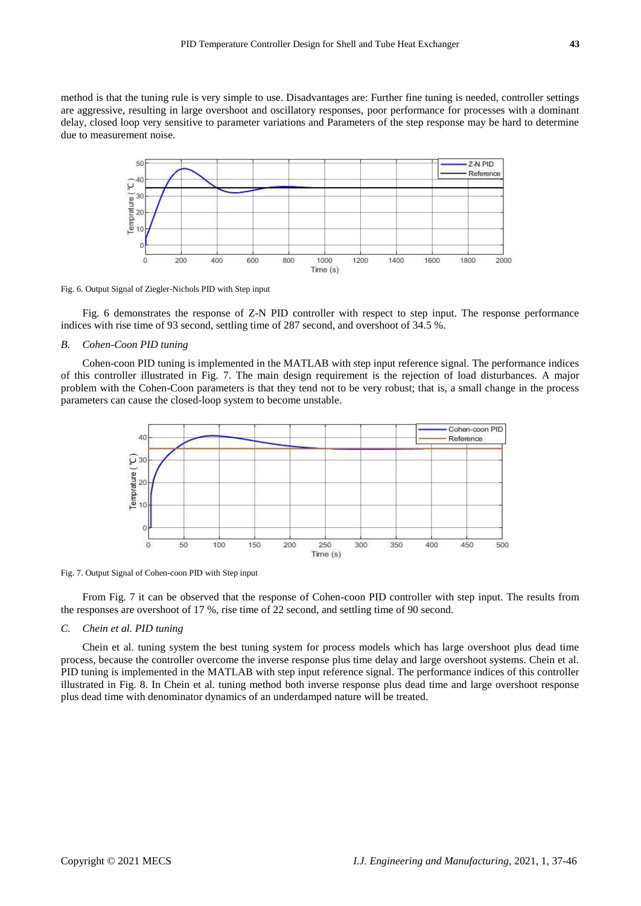method is that the tuning rule is very simple to use. Disadvantages are: Further fine tuning is needed, controller settings are aggressive, resulting in large overshoot and oscillatory responses, poor performance for processes with a dominant delay, closed loop very sensitive to parameter variations and Parameters of the step response may be hard to determine due to measurement noise.

Fig. 6. Output Signal of Ziegler-Nichols PID with Step input

Fig. 6 demonstrates the response of Z-N PID controller with respect to step input. The response performance indices with rise time of 93 second, settling time of 287 second, and overshoot of 34.5 %.

### B. *Cohen-Coon PID tuning*

Cohen-coon PID tuning is implemented in the MATLAB with step input reference signal. The performance indices of this controller illustrated in Fig. 7. The main design requirement is the rejection of load disturbances. A major problem with the Cohen-Coon parameters is that they tend not to be very robust; that is, a small change in the process parameters can cause the closed-loop system to become unstable.

Fig. 7. Output Signal of Cohen-coon PID with Step input

From Fig. 7 it can be observed that the response of Cohen-coon PID controller with step input. The results from the responses are overshoot of 17 %, rise time of 22 second, and settling time of 90 second.

### C. *Chein et al. PID tuning*

Chein et al. tuning system the best tuning system for process models which has large overshoot plus dead time process, because the controller overcome the inverse response plus time delay and large overshoot systems. Chein et al. PID tuning is implemented in the MATLAB with step input reference signal. The performance indices of this controller illustrated in Fig. 8. In Chein et al. tuning method both inverse response plus dead time and large overshoot response plus dead time with denominator dynamics of an underdamped nature will be treated.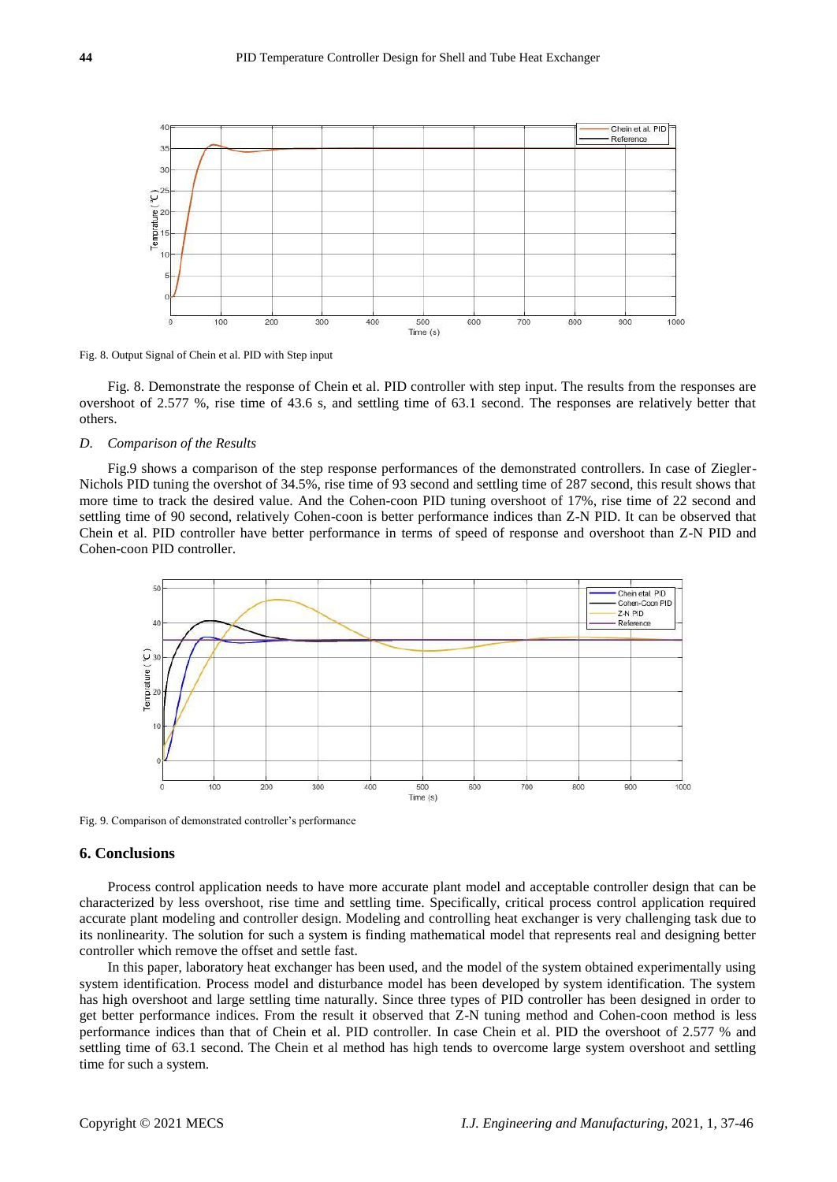Fig. 8. Output Signal of Chein et al. PID with Step input

Fig. 8. Demonstrate the response of Chein et al. PID controller with step input. The results from the responses are overshoot of 2.577 %, rise time of 43.6 s, and settling time of 63.1 second. The responses are relatively better that others.

### *D. Comparison of the Results*

Fig.9 shows a comparison of the step response performances of the demonstrated controllers. In case of Ziegler-Nichols PID tuning the overshot of 34.5%, rise time of 93 second and settling time of 287 second, this result shows that more time to track the desired value. And the Cohen-coon PID tuning overshoot of 17%, rise time of 22 second and settling time of 90 second, relatively Cohen-coon is better performance indices than Z-N PID. It can be observed that Chein et al. PID controller have better performance in terms of speed of response and overshoot than Z-N PID and Cohen-coon PID controller.

Fig. 9. Comparison of demonstrated controller's performance

## 6. Conclusions

Process control application needs to have more accurate plant model and acceptable controller design that can be characterized by less overshoot, rise time and settling time. Specifically, critical process control application required accurate plant modeling and controller design. Modeling and controlling heat exchanger is very challenging task due to its nonlinearity. The solution for such a system is finding mathematical model that represents real and designing better controller which remove the offset and settle fast.

In this paper, laboratory heat exchanger has been used, and the model of the system obtained experimentally using system identification. Process model and disturbance model has been developed by system identification. The system has high overshoot and large settling time naturally. Since three types of PID controller has been designed in order to get better performance indices. From the result it observed that Z-N tuning method and Cohen-coon method is less performance indices than that of Chein et al. PID controller. In case Chein et al. PID the overshoot of 2.577 % and settling time of 63.1 second. The Chein et al method has high tends to overcome large system overshoot and settling time for such a system.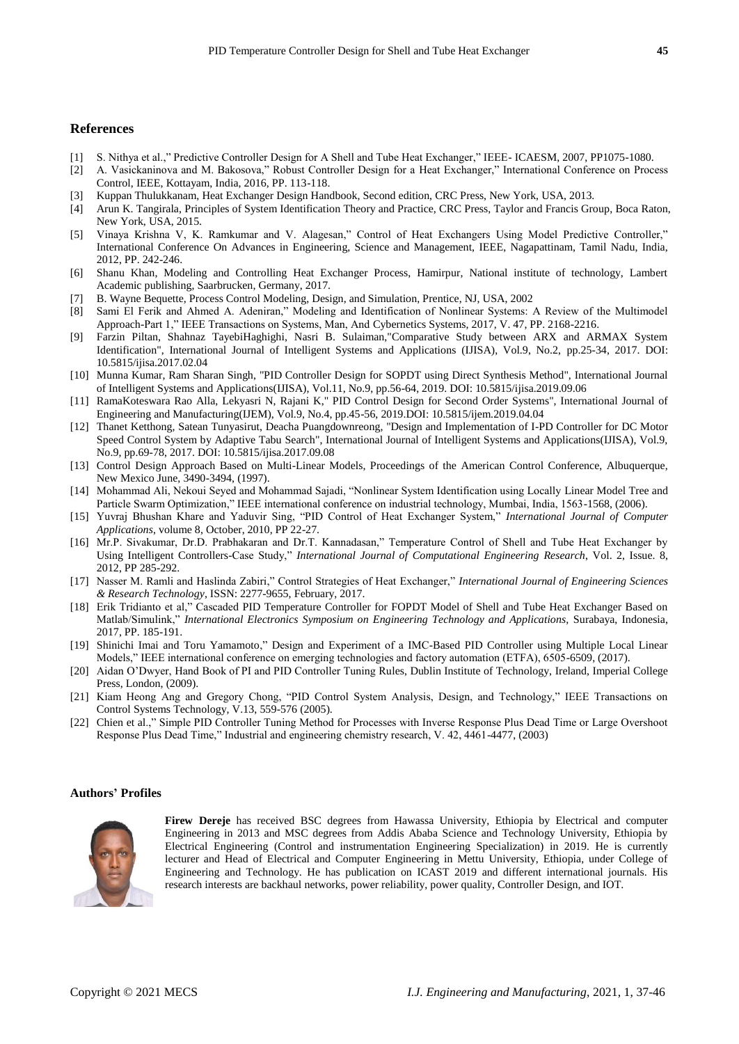## References

[1] S. Nithya et al.," Predictive Controller Design for A Shell and Tube Heat Exchanger," IEEE- ICAESM, 2007, PP1075-1080.

[2] A. Vasickaninova and M. Bakosova," Robust Controller Design for a Heat Exchanger," International Conference on Process Control, IEEE, Kottayam, India, 2016, PP. 113-118.

[3] Kuppan Thulukkanam, Heat Exchanger Design Handbook, Second edition, CRC Press, New York, USA, 2013.

[4] Arun K. Tangirala, Principles of System Identification Theory and Practice, CRC Press, Taylor and Francis Group, Boca Raton, New York, USA, 2015.

[5] Vinaya Krishna V, K. Ramkumar and V. Alagesan," Control of Heat Exchangers Using Model Predictive Controller," International Conference On Advances in Engineering, Science and Management, IEEE, Nagapattinam, Tamil Nadu, India, 2012, PP. 242-246.

[6] Shanu Khan, Modeling and Controlling Heat Exchanger Process, Hamirpur, National institute of technology, Lambert Academic publishing, Saarbrucken, Germany, 2017.

[7] B. Wayne Bequette, Process Control Modeling, Design, and Simulation, Prentice, NJ, USA, 2002

[8] Sami El Ferik and Ahmed A. Adeniran," Modeling and Identification of Nonlinear Systems: A Review of the Multimodel Approach-Part 1," IEEE Transactions on Systems, Man, And Cybernetics Systems, 2017, V. 47, PP. 2168-2216.

[9] Farzin Piltan, Shahnaz TayebiHaghighi, Nasri B. Sulaiman,"Comparative Study between ARX and ARMAX System Identification", International Journal of Intelligent Systems and Applications (IJISA), Vol.9, No.2, pp.25-34, 2017. DOI: 10.5815/ijisa.2017.02.04

[10] Munna Kumar, Ram Sharan Singh, "PID Controller Design for SOPDT using Direct Synthesis Method", International Journal of Intelligent Systems and Applications(IJISA), Vol.11, No.9, pp.56-64, 2019. DOI: 10.5815/ijisa.2019.09.06

[11] RamaKoteswara Rao Alla, Lekyasri N, Rajani K," PID Control Design for Second Order Systems", International Journal of Engineering and Manufacturing(IJEM), Vol.9, No.4, pp.45-56, 2019.DOI: 10.5815/ijem.2019.04.04

[12] Thanet Ketthong, Satean Tunyasirut, Deacha Puangdownreong, "Design and Implementation of I-PD Controller for DC Motor Speed Control System by Adaptive Tabu Search", International Journal of Intelligent Systems and Applications(IJISA), Vol.9, No.9, pp.69-78, 2017. DOI: 10.5815/ijisa.2017.09.08

[13] Control Design Approach Based on Multi-Linear Models, Proceedings of the American Control Conference, Albuquerque, New Mexico June, 3490-3494, (1997).

[14] Mohammad Ali, Nekoui Seyed and Mohammad Sajadi, "Nonlinear System Identification using Locally Linear Model Tree and Particle Swarm Optimization," IEEE international conference on industrial technology, Mumbai, India, 1563-1568, (2006).

[15] Yuvraj Bhushan Khare and Yaduvir Sing, "PID Control of Heat Exchanger System," *International Journal of Computer Applications*, volume 8, October, 2010, PP 22-27.

[16] Mr.P. Sivakumar, Dr.D. Prabhakaran and Dr.T. Kannadasan," Temperature Control of Shell and Tube Heat Exchanger by Using Intelligent Controllers-Case Study," *International Journal of Computational Engineering Research*, Vol. 2, Issue. 8, 2012, PP 285-292.

[17] Nasser M. Ramli and Haslinda Zabiri," Control Strategies of Heat Exchanger," *International Journal of Engineering Sciences & Research Technology*, ISSN: 2277-9655, February, 2017.

[18] Erik Tridianto et al," Cascaded PID Temperature Controller for FOPDT Model of Shell and Tube Heat Exchanger Based on Matlab/Simulink," *International Electronics Symposium on Engineering Technology and Applications*, Surabaya, Indonesia, 2017, PP. 185-191.

[19] Shinichi Imai and Toru Yamamoto," Design and Experiment of a IMC-Based PID Controller using Multiple Local Linear Models," IEEE international conference on emerging technologies and factory automation (ETFA), 6505-6509, (2017).

[20] Aidan O'Dwyer, Hand Book of PI and PID Controller Tuning Rules, Dublin Institute of Technology, Ireland, Imperial College Press, London, (2009).

[21] Kiam Heong Ang and Gregory Chong, "PID Control System Analysis, Design, and Technology," IEEE Transactions on Control Systems Technology, V.13, 559-576 (2005).

[22] Chien et al.," Simple PID Controller Tuning Method for Processes with Inverse Response Plus Dead Time or Large Overshoot Response Plus Dead Time," Industrial and engineering chemistry research, V. 42, 4461-4477, (2003)

### Authors' Profiles

**Firew Dereje** has received BSC degrees from Hawassa University, Ethiopia by Electrical and computer Engineering in 2013 and MSC degrees from Addis Ababa Science and Technology University, Ethiopia by Electrical Engineering (Control and instrumentation Engineering Specialization) in 2019. He is currently lecturer and Head of Electrical and Computer Engineering in Mettu University, Ethiopia, under College of Engineering and Technology. He has publication on ICAST 2019 and different international journals. His research interests are backhaul networks, power reliability, power quality, Controller Design, and IOT.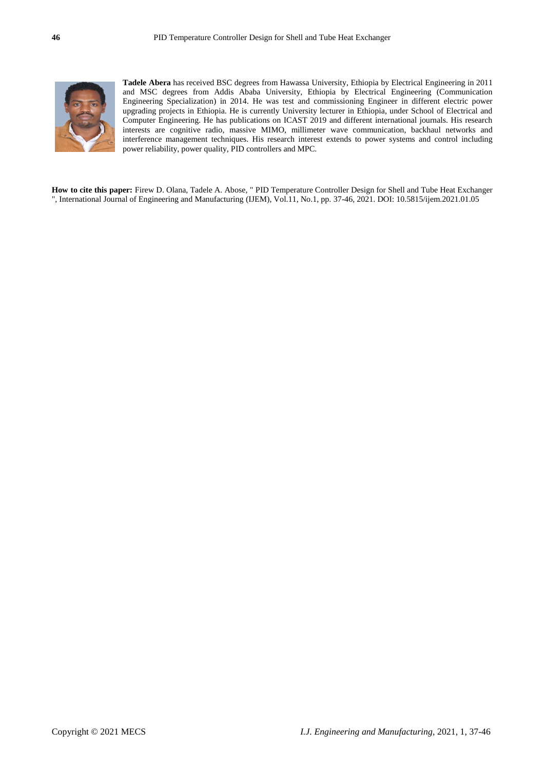**Tadele Abera** has received BSC degrees from Hawassa University, Ethiopia by Electrical Engineering in 2011 and MSC degrees from Addis Ababa University, Ethiopia by Electrical Engineering (Communication Engineering Specialization) in 2014. He was test and commissioning Engineer in different electric power upgrading projects in Ethiopia. He is currently University lecturer in Ethiopia, under School of Electrical and Computer Engineering. He has publications on ICAST 2019 and different international journals. His research interests are cognitive radio, massive MIMO, millimeter wave communication, backhaul networks and interference management techniques. His research interest extends to power systems and control including power reliability, power quality, PID controllers and MPC.

**How to cite this paper:** Firew D. Olana, Tadele A. Abose, " PID Temperature Controller Design for Shell and Tube Heat Exchanger ", International Journal of Engineering and Manufacturing (IJEM), Vol.11, No.1, pp. 37-46, 2021. DOI: 10.5815/ijem.2021.01.05